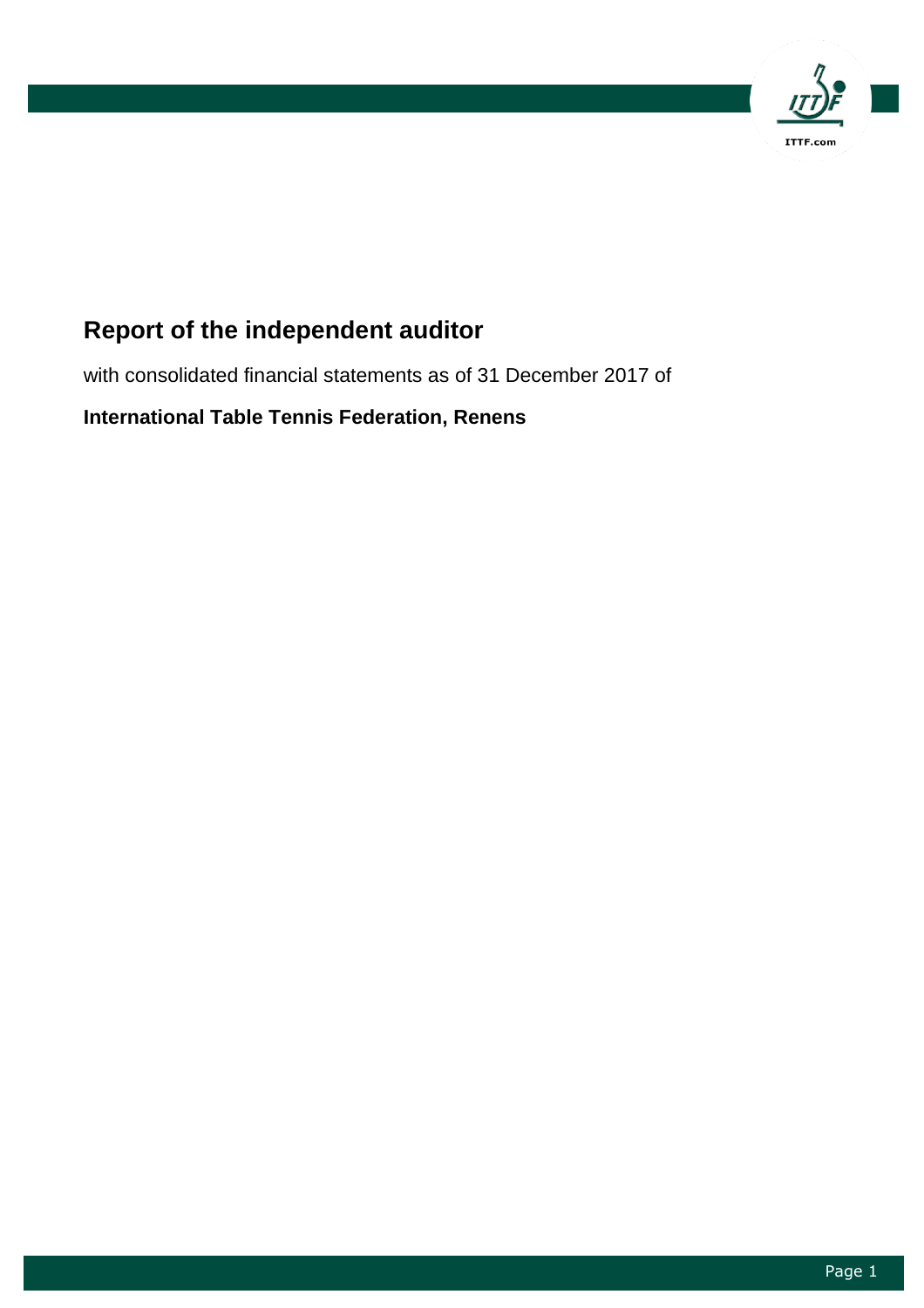# Report of the independent auditor

with consolidated financial statements as of 31 December 2017 of

**International Table Tennis Federation, Renens**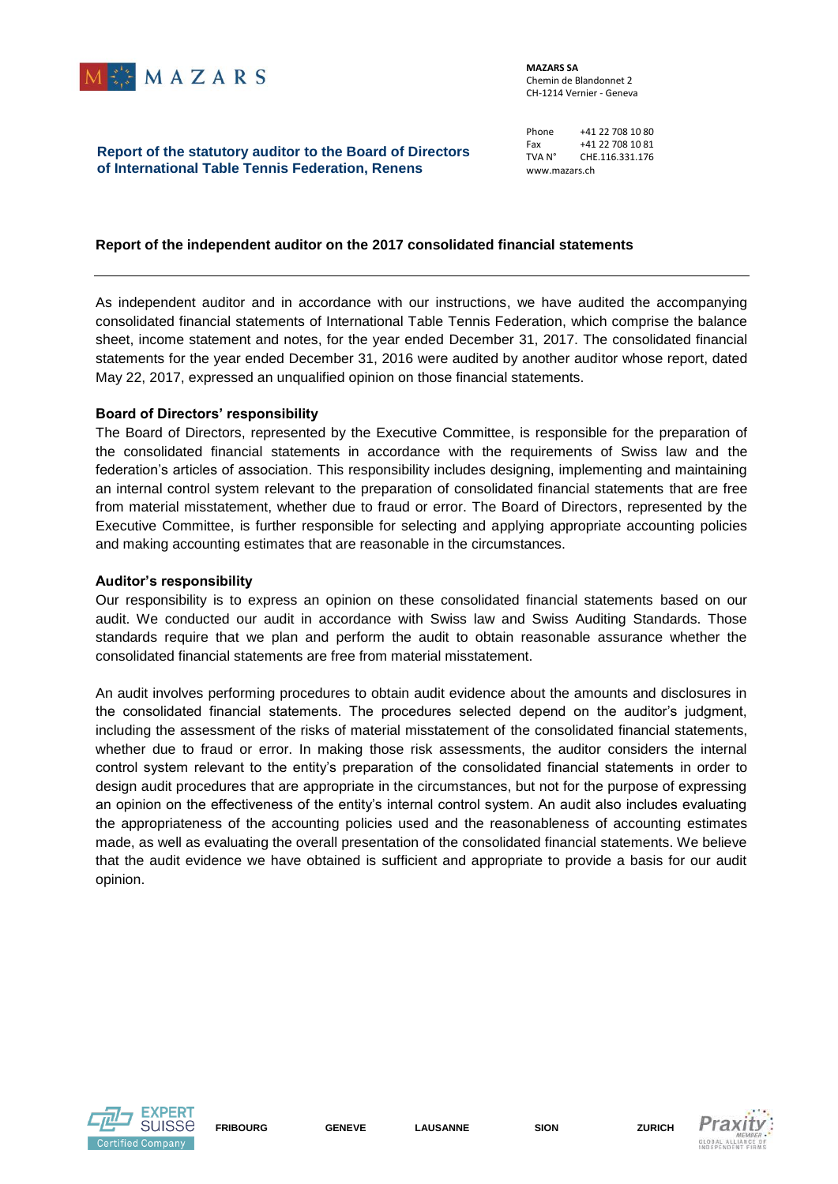MAZARS

**MAZARS SA**
Chemin de Blandonnet 2
CH-1214 Vernier - Geneva

Phone +41 22 708 10 80
Fax +41 22 708 10 81
TVA N° CHE.116.331.176
www.mazars.ch

**Report of the statutory auditor to the Board of Directors of International Table Tennis Federation, Renens**

## Report of the independent auditor on the 2017 consolidated financial statements

As independent auditor and in accordance with our instructions, we have audited the accompanying consolidated financial statements of International Table Tennis Federation, which comprise the balance sheet, income statement and notes, for the year ended December 31, 2017. The consolidated financial statements for the year ended December 31, 2016 were audited by another auditor whose report, dated May 22, 2017, expressed an unqualified opinion on those financial statements.

### Board of Directors' responsibility

The Board of Directors, represented by the Executive Committee, is responsible for the preparation of the consolidated financial statements in accordance with the requirements of Swiss law and the federation's articles of association. This responsibility includes designing, implementing and maintaining an internal control system relevant to the preparation of consolidated financial statements that are free from material misstatement, whether due to fraud or error. The Board of Directors, represented by the Executive Committee, is further responsible for selecting and applying appropriate accounting policies and making accounting estimates that are reasonable in the circumstances.

### Auditor's responsibility

Our responsibility is to express an opinion on these consolidated financial statements based on our audit. We conducted our audit in accordance with Swiss law and Swiss Auditing Standards. Those standards require that we plan and perform the audit to obtain reasonable assurance whether the consolidated financial statements are free from material misstatement.

An audit involves performing procedures to obtain audit evidence about the amounts and disclosures in the consolidated financial statements. The procedures selected depend on the auditor's judgment, including the assessment of the risks of material misstatement of the consolidated financial statements, whether due to fraud or error. In making those risk assessments, the auditor considers the internal control system relevant to the entity's preparation of the consolidated financial statements in order to design audit procedures that are appropriate in the circumstances, but not for the purpose of expressing an opinion on the effectiveness of the entity's internal control system. An audit also includes evaluating the appropriateness of the accounting policies used and the reasonableness of accounting estimates made, as well as evaluating the overall presentation of the consolidated financial statements. We believe that the audit evidence we have obtained is sufficient and appropriate to provide a basis for our audit opinion.

EXPERT suisse Certified Company — FRIBOURG — GENEVE — LAUSANNE — SION — ZURICH — Praxity MEMBER GLOBAL ALLIANCE OF INDEPENDENT FIRMS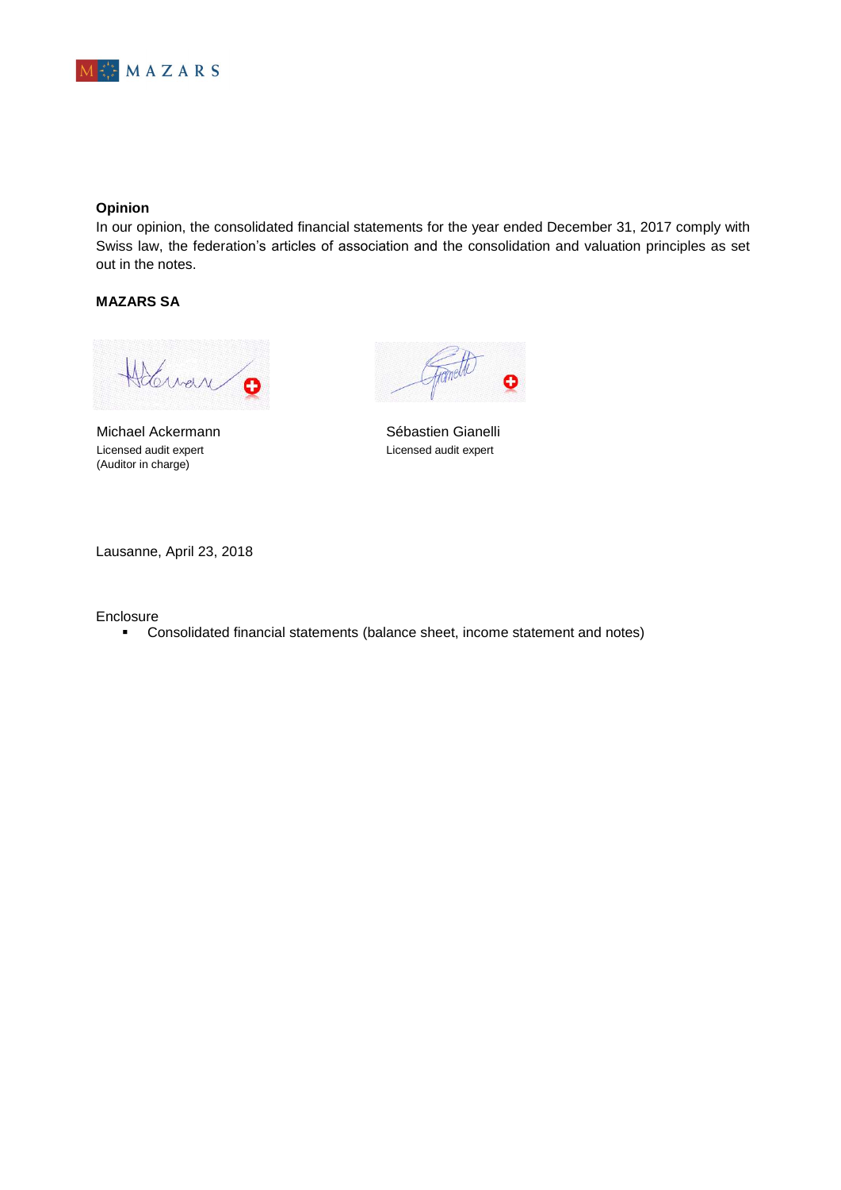**Opinion**

In our opinion, the consolidated financial statements for the year ended December 31, 2017 comply with Swiss law, the federation's articles of association and the consolidation and valuation principles as set out in the notes.

**MAZARS SA**

| | |
|---|---|
| Michael Ackermann | Sébastien Gianelli |
| Licensed audit expert | Licensed audit expert |
| (Auditor in charge) | |

Lausanne, April 23, 2018

Enclosure

- Consolidated financial statements (balance sheet, income statement and notes)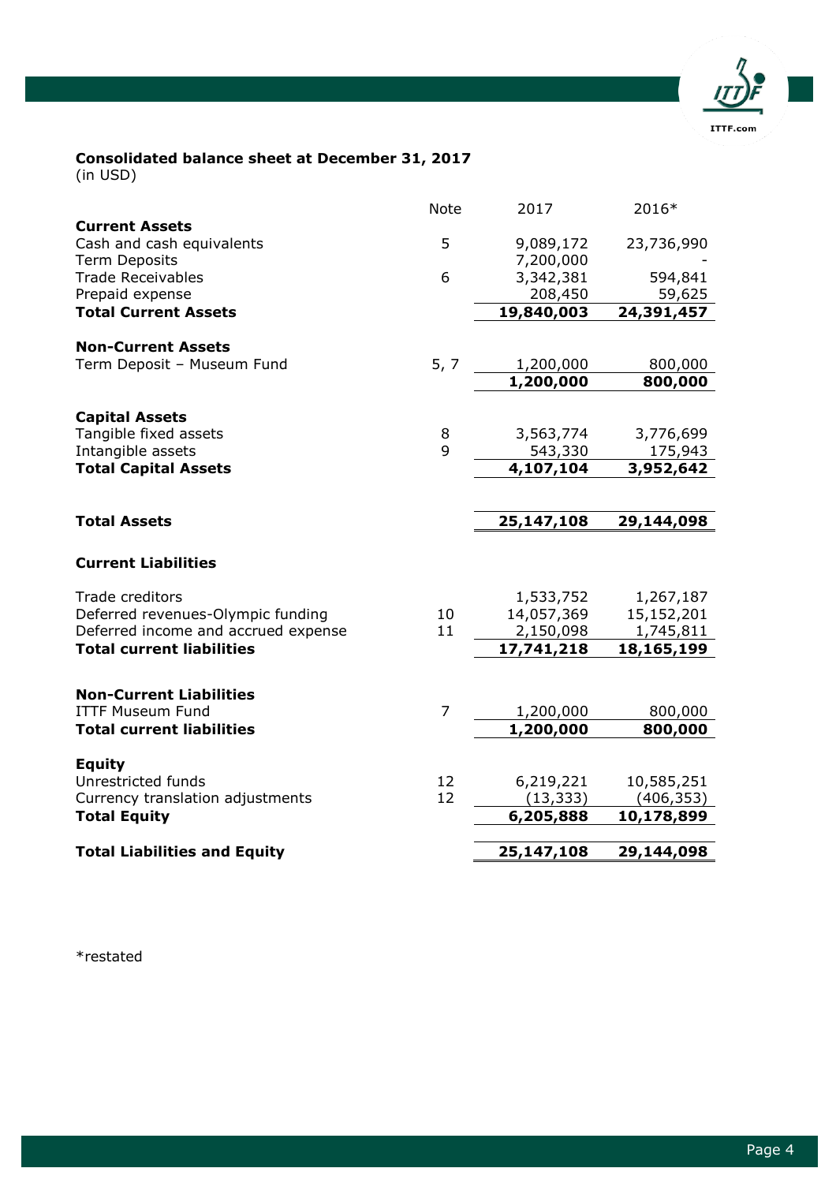**Consolidated balance sheet at December 31, 2017**
(in USD)

| | Note | 2017 | 2016* |
|---|---|---|---|
| **Current Assets** | | | |
| Cash and cash equivalents | 5 | 9,089,172 | 23,736,990 |
| Term Deposits | | 7,200,000 | - |
| Trade Receivables | 6 | 3,342,381 | 594,841 |
| Prepaid expense | | 208,450 | 59,625 |
| **Total Current Assets** | | **19,840,003** | **24,391,457** |
| | | | |
| **Non-Current Assets** | | | |
| Term Deposit – Museum Fund | 5, 7 | 1,200,000 | 800,000 |
| | | **1,200,000** | **800,000** |
| | | | |
| **Capital Assets** | | | |
| Tangible fixed assets | 8 | 3,563,774 | 3,776,699 |
| Intangible assets | 9 | 543,330 | 175,943 |
| **Total Capital Assets** | | **4,107,104** | **3,952,642** |
| | | | |
| **Total Assets** | | **25,147,108** | **29,144,098** |
| | | | |
| **Current Liabilities** | | | |
| Trade creditors | | 1,533,752 | 1,267,187 |
| Deferred revenues-Olympic funding | 10 | 14,057,369 | 15,152,201 |
| Deferred income and accrued expense | 11 | 2,150,098 | 1,745,811 |
| **Total current liabilities** | | **17,741,218** | **18,165,199** |
| | | | |
| **Non-Current Liabilities** | | | |
| ITTF Museum Fund | 7 | 1,200,000 | 800,000 |
| **Total current liabilities** | | **1,200,000** | **800,000** |
| | | | |
| **Equity** | | | |
| Unrestricted funds | 12 | 6,219,221 | 10,585,251 |
| Currency translation adjustments | 12 | (13,333) | (406,353) |
| **Total Equity** | | **6,205,888** | **10,178,899** |
| | | | |
| **Total Liabilities and Equity** | | **25,147,108** | **29,144,098** |

*restated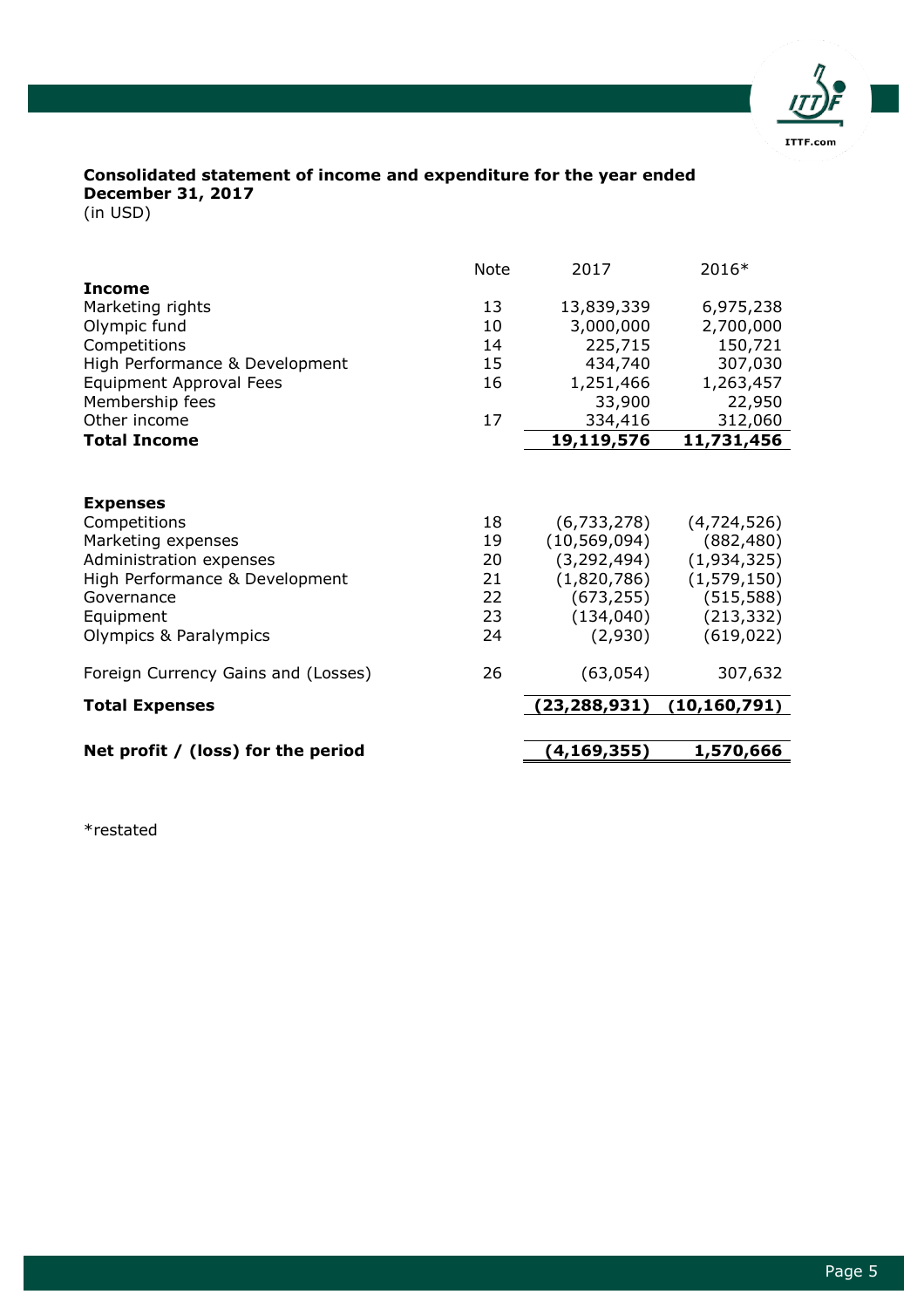**Consolidated statement of income and expenditure for the year ended December 31, 2017**
(in USD)

| | Note | 2017 | 2016* |
|---|---|---|---|
| **Income** | | | |
| Marketing rights | 13 | 13,839,339 | 6,975,238 |
| Olympic fund | 10 | 3,000,000 | 2,700,000 |
| Competitions | 14 | 225,715 | 150,721 |
| High Performance & Development | 15 | 434,740 | 307,030 |
| Equipment Approval Fees | 16 | 1,251,466 | 1,263,457 |
| Membership fees | | 33,900 | 22,950 |
| Other income | 17 | 334,416 | 312,060 |
| **Total Income** | | **19,119,576** | **11,731,456** |
| | | | |
| **Expenses** | | | |
| Competitions | 18 | (6,733,278) | (4,724,526) |
| Marketing expenses | 19 | (10,569,094) | (882,480) |
| Administration expenses | 20 | (3,292,494) | (1,934,325) |
| High Performance & Development | 21 | (1,820,786) | (1,579,150) |
| Governance | 22 | (673,255) | (515,588) |
| Equipment | 23 | (134,040) | (213,332) |
| Olympics & Paralympics | 24 | (2,930) | (619,022) |
| | | | |
| Foreign Currency Gains and (Losses) | 26 | (63,054) | 307,632 |
| | | | |
| **Total Expenses** | | **(23,288,931)** | **(10,160,791)** |
| | | | |
| **Net profit / (loss) for the period** | | **(4,169,355)** | **1,570,666** |

*restated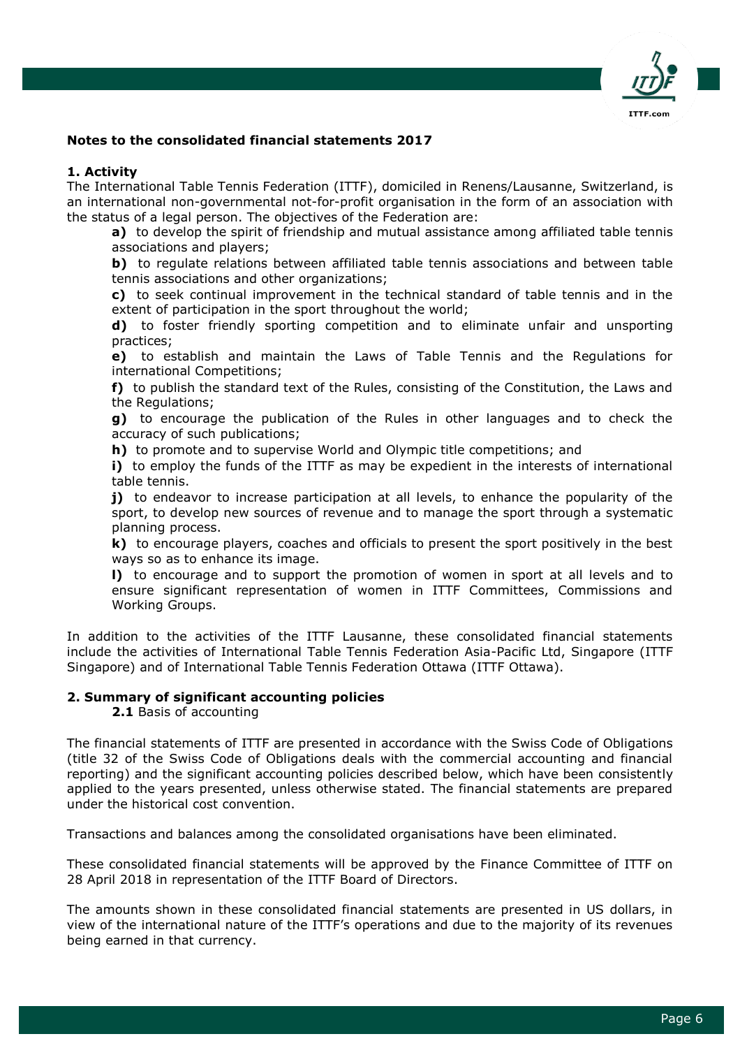**Notes to the consolidated financial statements 2017**

**1. Activity**

The International Table Tennis Federation (ITTF), domiciled in Renens/Lausanne, Switzerland, is an international non-governmental not-for-profit organisation in the form of an association with the status of a legal person. The objectives of the Federation are:

- **a)** to develop the spirit of friendship and mutual assistance among affiliated table tennis associations and players;
- **b)** to regulate relations between affiliated table tennis associations and between table tennis associations and other organizations;
- **c)** to seek continual improvement in the technical standard of table tennis and in the extent of participation in the sport throughout the world;
- **d)** to foster friendly sporting competition and to eliminate unfair and unsporting practices;
- **e)** to establish and maintain the Laws of Table Tennis and the Regulations for international Competitions;
- **f)** to publish the standard text of the Rules, consisting of the Constitution, the Laws and the Regulations;
- **g)** to encourage the publication of the Rules in other languages and to check the accuracy of such publications;
- **h)** to promote and to supervise World and Olympic title competitions; and
- **i)** to employ the funds of the ITTF as may be expedient in the interests of international table tennis.
- **j)** to endeavor to increase participation at all levels, to enhance the popularity of the sport, to develop new sources of revenue and to manage the sport through a systematic planning process.
- **k)** to encourage players, coaches and officials to present the sport positively in the best ways so as to enhance its image.
- **l)** to encourage and to support the promotion of women in sport at all levels and to ensure significant representation of women in ITTF Committees, Commissions and Working Groups.

In addition to the activities of the ITTF Lausanne, these consolidated financial statements include the activities of International Table Tennis Federation Asia-Pacific Ltd, Singapore (ITTF Singapore) and of International Table Tennis Federation Ottawa (ITTF Ottawa).

**2. Summary of significant accounting policies**

**2.1** Basis of accounting

The financial statements of ITTF are presented in accordance with the Swiss Code of Obligations (title 32 of the Swiss Code of Obligations deals with the commercial accounting and financial reporting) and the significant accounting policies described below, which have been consistently applied to the years presented, unless otherwise stated. The financial statements are prepared under the historical cost convention.

Transactions and balances among the consolidated organisations have been eliminated.

These consolidated financial statements will be approved by the Finance Committee of ITTF on 28 April 2018 in representation of the ITTF Board of Directors.

The amounts shown in these consolidated financial statements are presented in US dollars, in view of the international nature of the ITTF's operations and due to the majority of its revenues being earned in that currency.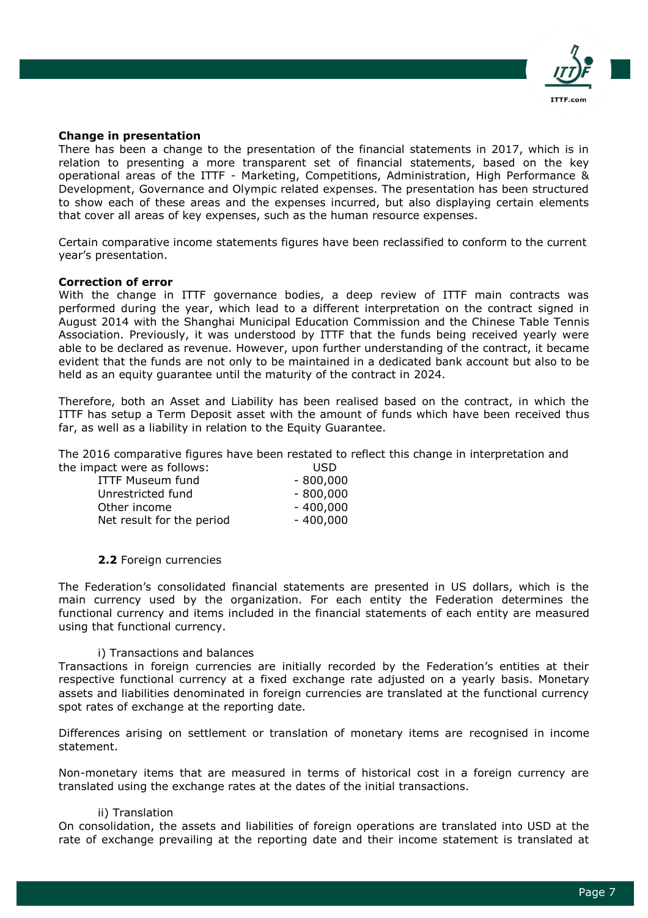**Change in presentation**

There has been a change to the presentation of the financial statements in 2017, which is in relation to presenting a more transparent set of financial statements, based on the key operational areas of the ITTF - Marketing, Competitions, Administration, High Performance & Development, Governance and Olympic related expenses. The presentation has been structured to show each of these areas and the expenses incurred, but also displaying certain elements that cover all areas of key expenses, such as the human resource expenses.

Certain comparative income statements figures have been reclassified to conform to the current year's presentation.

**Correction of error**

With the change in ITTF governance bodies, a deep review of ITTF main contracts was performed during the year, which lead to a different interpretation on the contract signed in August 2014 with the Shanghai Municipal Education Commission and the Chinese Table Tennis Association. Previously, it was understood by ITTF that the funds being received yearly were able to be declared as revenue. However, upon further understanding of the contract, it became evident that the funds are not only to be maintained in a dedicated bank account but also to be held as an equity guarantee until the maturity of the contract in 2024.

Therefore, both an Asset and Liability has been realised based on the contract, in which the ITTF has setup a Term Deposit asset with the amount of funds which have been received thus far, as well as a liability in relation to the Equity Guarantee.

The 2016 comparative figures have been restated to reflect this change in interpretation and the impact were as follows:

| | USD |
|---|---|
| ITTF Museum fund | - 800,000 |
| Unrestricted fund | - 800,000 |
| Other income | - 400,000 |
| Net result for the period | - 400,000 |

**2.2** Foreign currencies

The Federation's consolidated financial statements are presented in US dollars, which is the main currency used by the organization. For each entity the Federation determines the functional currency and items included in the financial statements of each entity are measured using that functional currency.

i) Transactions and balances

Transactions in foreign currencies are initially recorded by the Federation's entities at their respective functional currency at a fixed exchange rate adjusted on a yearly basis. Monetary assets and liabilities denominated in foreign currencies are translated at the functional currency spot rates of exchange at the reporting date.

Differences arising on settlement or translation of monetary items are recognised in income statement.

Non-monetary items that are measured in terms of historical cost in a foreign currency are translated using the exchange rates at the dates of the initial transactions.

ii) Translation

On consolidation, the assets and liabilities of foreign operations are translated into USD at the rate of exchange prevailing at the reporting date and their income statement is translated at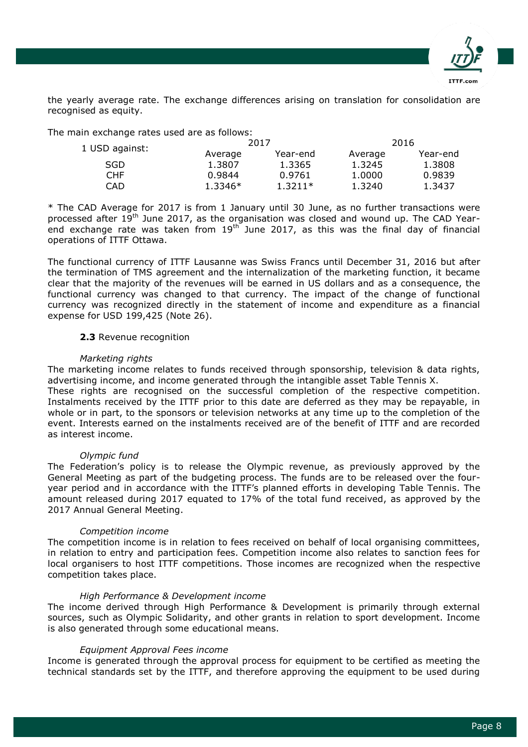the yearly average rate. The exchange differences arising on translation for consolidation are recognised as equity.

The main exchange rates used are as follows:

| 1 USD against: | 2017 | | 2016 | |
|---|---|---|---|---|
| | Average | Year-end | Average | Year-end |
| SGD | 1.3807 | 1.3365 | 1.3245 | 1.3808 |
| CHF | 0.9844 | 0.9761 | 1.0000 | 0.9839 |
| CAD | 1.3346* | 1.3211* | 1.3240 | 1.3437 |

* The CAD Average for 2017 is from 1 January until 30 June, as no further transactions were processed after 19th June 2017, as the organisation was closed and wound up. The CAD Year-end exchange rate was taken from 19th June 2017, as this was the final day of financial operations of ITTF Ottawa.

The functional currency of ITTF Lausanne was Swiss Francs until December 31, 2016 but after the termination of TMS agreement and the internalization of the marketing function, it became clear that the majority of the revenues will be earned in US dollars and as a consequence, the functional currency was changed to that currency. The impact of the change of functional currency was recognized directly in the statement of income and expenditure as a financial expense for USD 199,425 (Note 26).

**2.3** Revenue recognition

*Marketing rights*

The marketing income relates to funds received through sponsorship, television & data rights, advertising income, and income generated through the intangible asset Table Tennis X.
These rights are recognised on the successful completion of the respective competition. Instalments received by the ITTF prior to this date are deferred as they may be repayable, in whole or in part, to the sponsors or television networks at any time up to the completion of the event. Interests earned on the instalments received are of the benefit of ITTF and are recorded as interest income.

*Olympic fund*

The Federation's policy is to release the Olympic revenue, as previously approved by the General Meeting as part of the budgeting process. The funds are to be released over the four-year period and in accordance with the ITTF's planned efforts in developing Table Tennis. The amount released during 2017 equated to 17% of the total fund received, as approved by the 2017 Annual General Meeting.

*Competition income*

The competition income is in relation to fees received on behalf of local organising committees, in relation to entry and participation fees. Competition income also relates to sanction fees for local organisers to host ITTF competitions. Those incomes are recognized when the respective competition takes place.

*High Performance & Development income*

The income derived through High Performance & Development is primarily through external sources, such as Olympic Solidarity, and other grants in relation to sport development. Income is also generated through some educational means.

*Equipment Approval Fees income*

Income is generated through the approval process for equipment to be certified as meeting the technical standards set by the ITTF, and therefore approving the equipment to be used during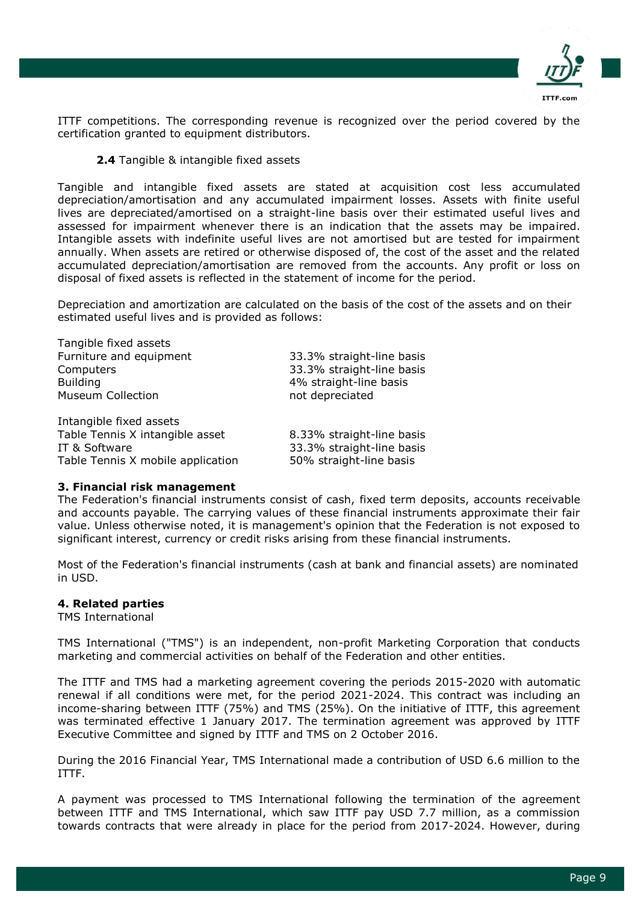ITTF competitions. The corresponding revenue is recognized over the period covered by the certification granted to equipment distributors.

### **2.4** Tangible & intangible fixed assets

Tangible and intangible fixed assets are stated at acquisition cost less accumulated depreciation/amortisation and any accumulated impairment losses. Assets with finite useful lives are depreciated/amortised on a straight-line basis over their estimated useful lives and assessed for impairment whenever there is an indication that the assets may be impaired. Intangible assets with indefinite useful lives are not amortised but are tested for impairment annually. When assets are retired or otherwise disposed of, the cost of the asset and the related accumulated depreciation/amortisation are removed from the accounts. Any profit or loss on disposal of fixed assets is reflected in the statement of income for the period.

Depreciation and amortization are calculated on the basis of the cost of the assets and on their estimated useful lives and is provided as follows:

| | |
|---|---|
| Tangible fixed assets | |
| Furniture and equipment | 33.3% straight-line basis |
| Computers | 33.3% straight-line basis |
| Building | 4% straight-line basis |
| Museum Collection | not depreciated |
| | |
| Intangible fixed assets | |
| Table Tennis X intangible asset | 8.33% straight-line basis |
| IT & Software | 33.3% straight-line basis |
| Table Tennis X mobile application | 50% straight-line basis |

## **3. Financial risk management**

The Federation's financial instruments consist of cash, fixed term deposits, accounts receivable and accounts payable. The carrying values of these financial instruments approximate their fair value. Unless otherwise noted, it is management's opinion that the Federation is not exposed to significant interest, currency or credit risks arising from these financial instruments.

Most of the Federation's financial instruments (cash at bank and financial assets) are nominated in USD.

## **4. Related parties**

TMS International

TMS International ("TMS") is an independent, non-profit Marketing Corporation that conducts marketing and commercial activities on behalf of the Federation and other entities.

The ITTF and TMS had a marketing agreement covering the periods 2015-2020 with automatic renewal if all conditions were met, for the period 2021-2024. This contract was including an income-sharing between ITTF (75%) and TMS (25%). On the initiative of ITTF, this agreement was terminated effective 1 January 2017. The termination agreement was approved by ITTF Executive Committee and signed by ITTF and TMS on 2 October 2016.

During the 2016 Financial Year, TMS International made a contribution of USD 6.6 million to the ITTF.

A payment was processed to TMS International following the termination of the agreement between ITTF and TMS International, which saw ITTF pay USD 7.7 million, as a commission towards contracts that were already in place for the period from 2017-2024. However, during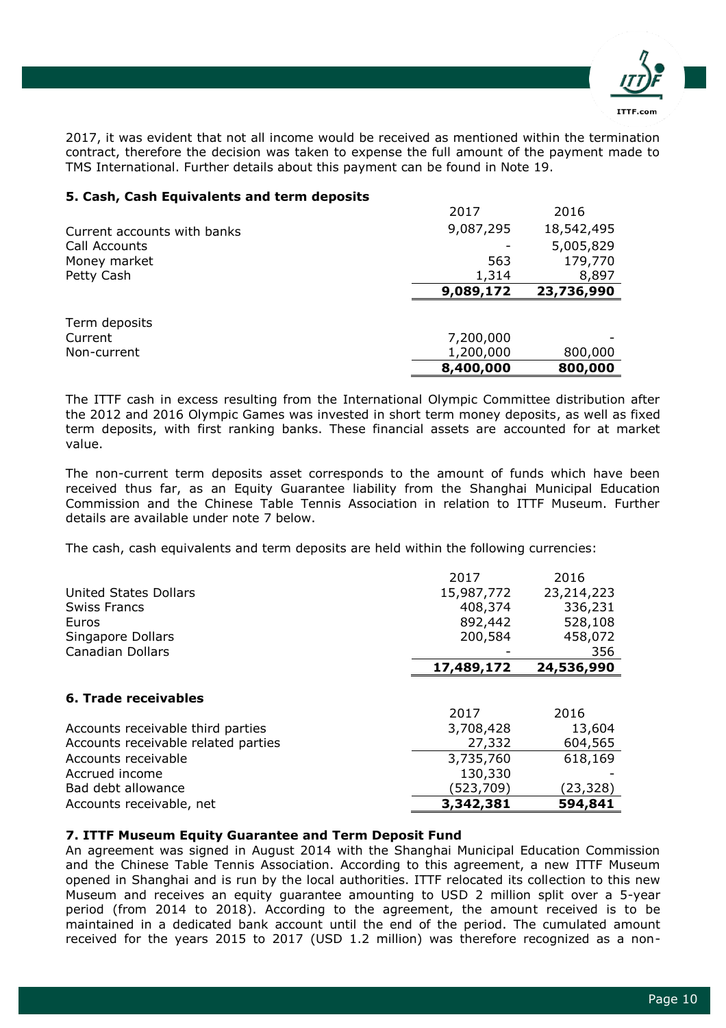2017, it was evident that not all income would be received as mentioned within the termination contract, therefore the decision was taken to expense the full amount of the payment made to TMS International. Further details about this payment can be found in Note 19.

### 5. Cash, Cash Equivalents and term deposits

| | 2017 | 2016 |
|---|---|---|
| Current accounts with banks | 9,087,295 | 18,542,495 |
| Call Accounts | - | 5,005,829 |
| Money market | 563 | 179,770 |
| Petty Cash | 1,314 | 8,897 |
| | **9,089,172** | **23,736,990** |
| Term deposits | | |
| Current | 7,200,000 | - |
| Non-current | 1,200,000 | 800,000 |
| | **8,400,000** | **800,000** |

The ITTF cash in excess resulting from the International Olympic Committee distribution after the 2012 and 2016 Olympic Games was invested in short term money deposits, as well as fixed term deposits, with first ranking banks. These financial assets are accounted for at market value.

The non-current term deposits asset corresponds to the amount of funds which have been received thus far, as an Equity Guarantee liability from the Shanghai Municipal Education Commission and the Chinese Table Tennis Association in relation to ITTF Museum. Further details are available under note 7 below.

The cash, cash equivalents and term deposits are held within the following currencies:

| | 2017 | 2016 |
|---|---|---|
| United States Dollars | 15,987,772 | 23,214,223 |
| Swiss Francs | 408,374 | 336,231 |
| Euros | 892,442 | 528,108 |
| Singapore Dollars | 200,584 | 458,072 |
| Canadian Dollars | - | 356 |
| | **17,489,172** | **24,536,990** |

### 6. Trade receivables

| | 2017 | 2016 |
|---|---|---|
| Accounts receivable third parties | 3,708,428 | 13,604 |
| Accounts receivable related parties | 27,332 | 604,565 |
| Accounts receivable | 3,735,760 | 618,169 |
| Accrued income | 130,330 | - |
| Bad debt allowance | (523,709) | (23,328) |
| Accounts receivable, net | **3,342,381** | **594,841** |

### 7. ITTF Museum Equity Guarantee and Term Deposit Fund

An agreement was signed in August 2014 with the Shanghai Municipal Education Commission and the Chinese Table Tennis Association. According to this agreement, a new ITTF Museum opened in Shanghai and is run by the local authorities. ITTF relocated its collection to this new Museum and receives an equity guarantee amounting to USD 2 million split over a 5-year period (from 2014 to 2018). According to the agreement, the amount received is to be maintained in a dedicated bank account until the end of the period. The cumulated amount received for the years 2015 to 2017 (USD 1.2 million) was therefore recognized as a non-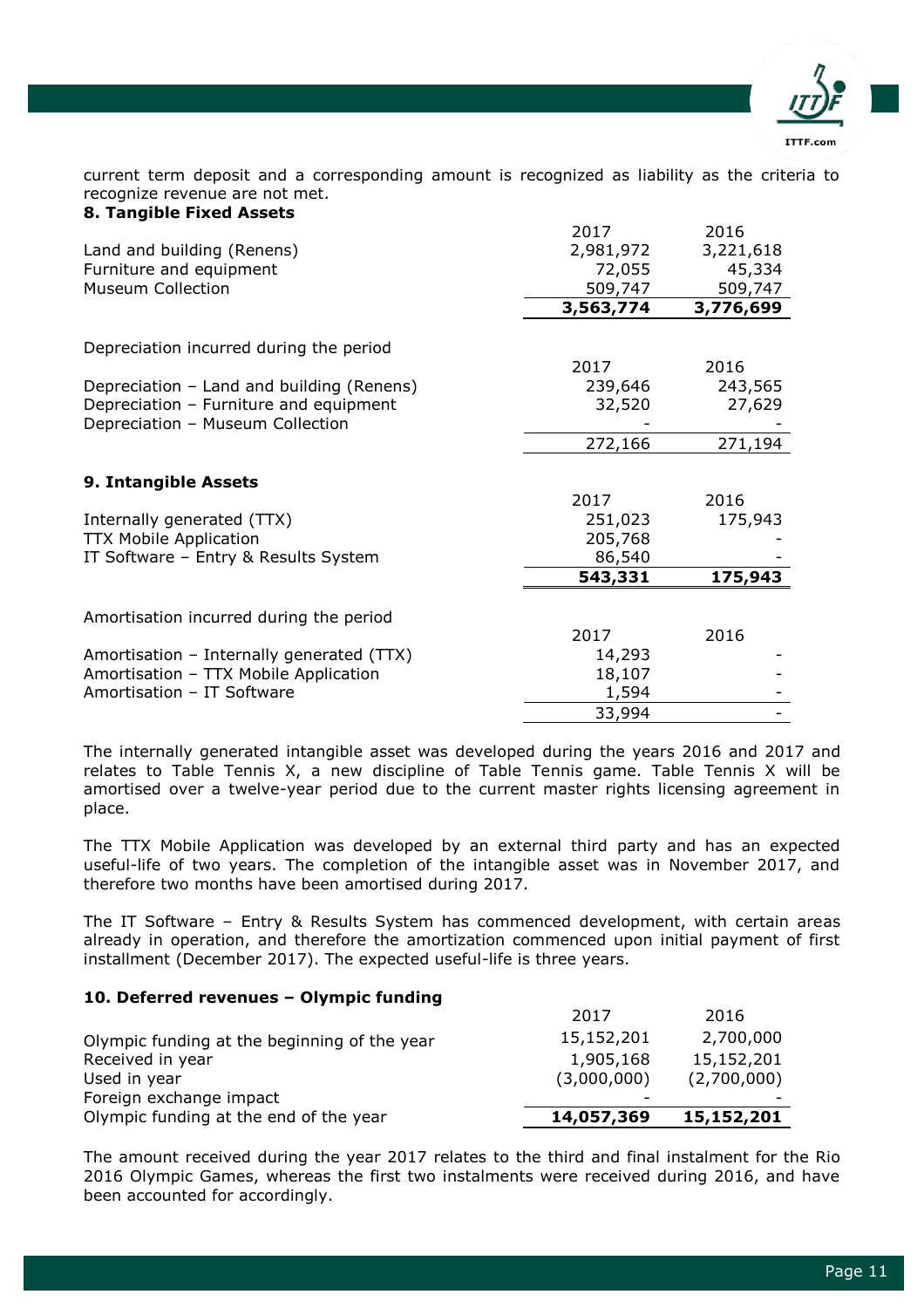current term deposit and a corresponding amount is recognized as liability as the criteria to recognize revenue are not met.

## 8. Tangible Fixed Assets

| | 2017 | 2016 |
|---|---|---|
| Land and building (Renens) | 2,981,972 | 3,221,618 |
| Furniture and equipment | 72,055 | 45,334 |
| Museum Collection | 509,747 | 509,747 |
| | **3,563,774** | **3,776,699** |

Depreciation incurred during the period

| | 2017 | 2016 |
|---|---|---|
| Depreciation – Land and building (Renens) | 239,646 | 243,565 |
| Depreciation – Furniture and equipment | 32,520 | 27,629 |
| Depreciation – Museum Collection | - | - |
| | 272,166 | 271,194 |

## 9. Intangible Assets

| | 2017 | 2016 |
|---|---|---|
| Internally generated (TTX) | 251,023 | 175,943 |
| TTX Mobile Application | 205,768 | - |
| IT Software – Entry & Results System | 86,540 | - |
| | **543,331** | **175,943** |

Amortisation incurred during the period

| | 2017 | 2016 |
|---|---|---|
| Amortisation – Internally generated (TTX) | 14,293 | - |
| Amortisation – TTX Mobile Application | 18,107 | - |
| Amortisation – IT Software | 1,594 | - |
| | 33,994 | - |

The internally generated intangible asset was developed during the years 2016 and 2017 and relates to Table Tennis X, a new discipline of Table Tennis game. Table Tennis X will be amortised over a twelve-year period due to the current master rights licensing agreement in place.

The TTX Mobile Application was developed by an external third party and has an expected useful-life of two years. The completion of the intangible asset was in November 2017, and therefore two months have been amortised during 2017.

The IT Software – Entry & Results System has commenced development, with certain areas already in operation, and therefore the amortization commenced upon initial payment of first installment (December 2017). The expected useful-life is three years.

## 10. Deferred revenues – Olympic funding

| | 2017 | 2016 |
|---|---|---|
| Olympic funding at the beginning of the year | 15,152,201 | 2,700,000 |
| Received in year | 1,905,168 | 15,152,201 |
| Used in year | (3,000,000) | (2,700,000) |
| Foreign exchange impact | - | - |
| Olympic funding at the end of the year | **14,057,369** | **15,152,201** |

The amount received during the year 2017 relates to the third and final instalment for the Rio 2016 Olympic Games, whereas the first two instalments were received during 2016, and have been accounted for accordingly.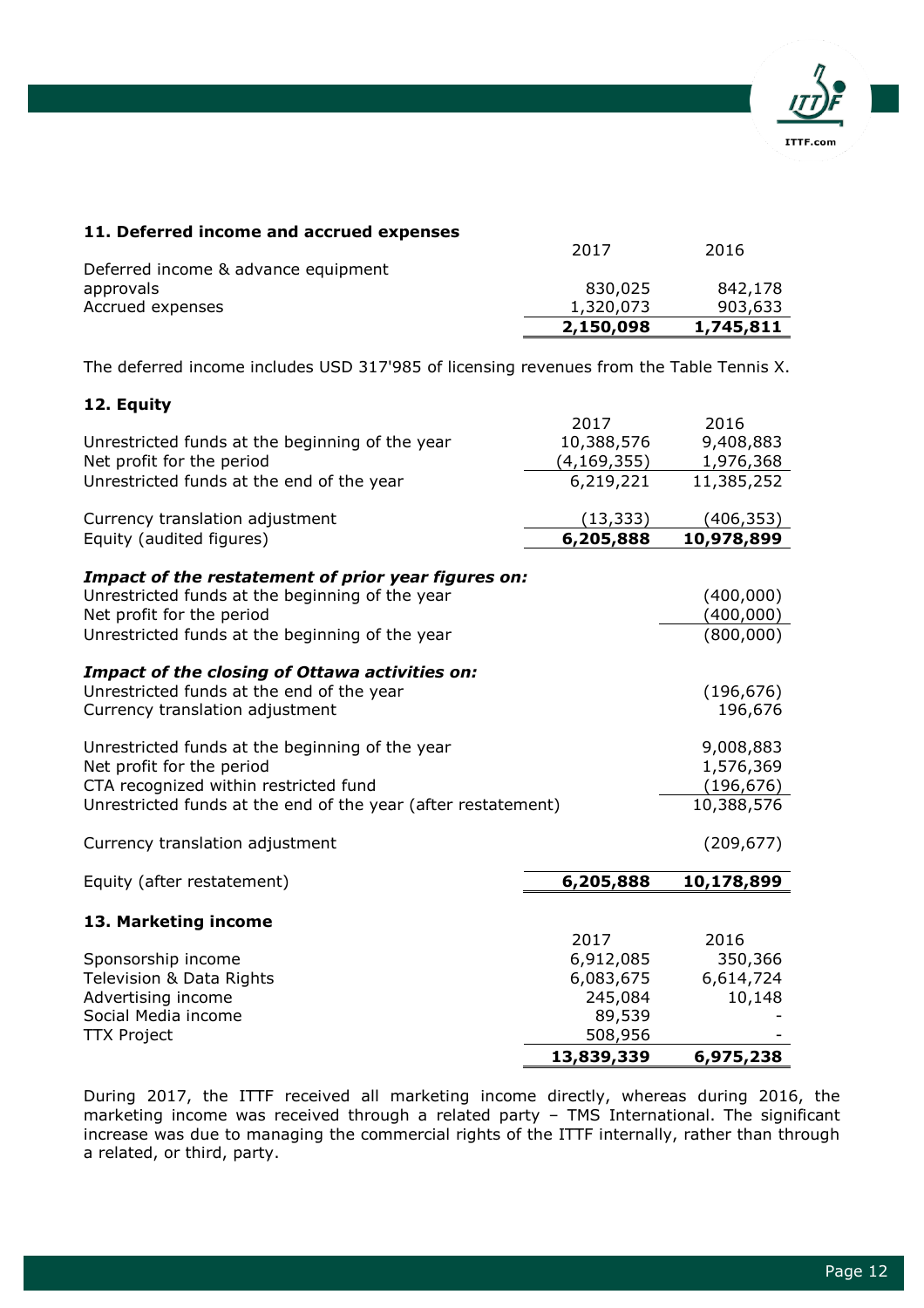## 11. Deferred income and accrued expenses

| | 2017 | 2016 |
|---|---|---|
| Deferred income & advance equipment approvals | 830,025 | 842,178 |
| Accrued expenses | 1,320,073 | 903,633 |
| | **2,150,098** | **1,745,811** |

The deferred income includes USD 317'985 of licensing revenues from the Table Tennis X.

## 12. Equity

| | 2017 | 2016 |
|---|---|---|
| Unrestricted funds at the beginning of the year | 10,388,576 | 9,408,883 |
| Net profit for the period | (4,169,355) | 1,976,368 |
| Unrestricted funds at the end of the year | 6,219,221 | 11,385,252 |
| | | |
| Currency translation adjustment | (13,333) | (406,353) |
| Equity (audited figures) | **6,205,888** | **10,978,899** |
| | | |
| ***Impact of the restatement of prior year figures on:*** | | |
| Unrestricted funds at the beginning of the year | | (400,000) |
| Net profit for the period | | (400,000) |
| Unrestricted funds at the beginning of the year | | (800,000) |
| | | |
| ***Impact of the closing of Ottawa activities on:*** | | |
| Unrestricted funds at the end of the year | | (196,676) |
| Currency translation adjustment | | 196,676 |
| | | |
| Unrestricted funds at the beginning of the year | | 9,008,883 |
| Net profit for the period | | 1,576,369 |
| CTA recognized within restricted fund | | (196,676) |
| Unrestricted funds at the end of the year (after restatement) | | 10,388,576 |
| | | |
| Currency translation adjustment | | (209,677) |
| | | |
| Equity (after restatement) | **6,205,888** | **10,178,899** |

## 13. Marketing income

| | 2017 | 2016 |
|---|---|---|
| Sponsorship income | 6,912,085 | 350,366 |
| Television & Data Rights | 6,083,675 | 6,614,724 |
| Advertising income | 245,084 | 10,148 |
| Social Media income | 89,539 | - |
| TTX Project | 508,956 | - |
| | **13,839,339** | **6,975,238** |

During 2017, the ITTF received all marketing income directly, whereas during 2016, the marketing income was received through a related party – TMS International. The significant increase was due to managing the commercial rights of the ITTF internally, rather than through a related, or third, party.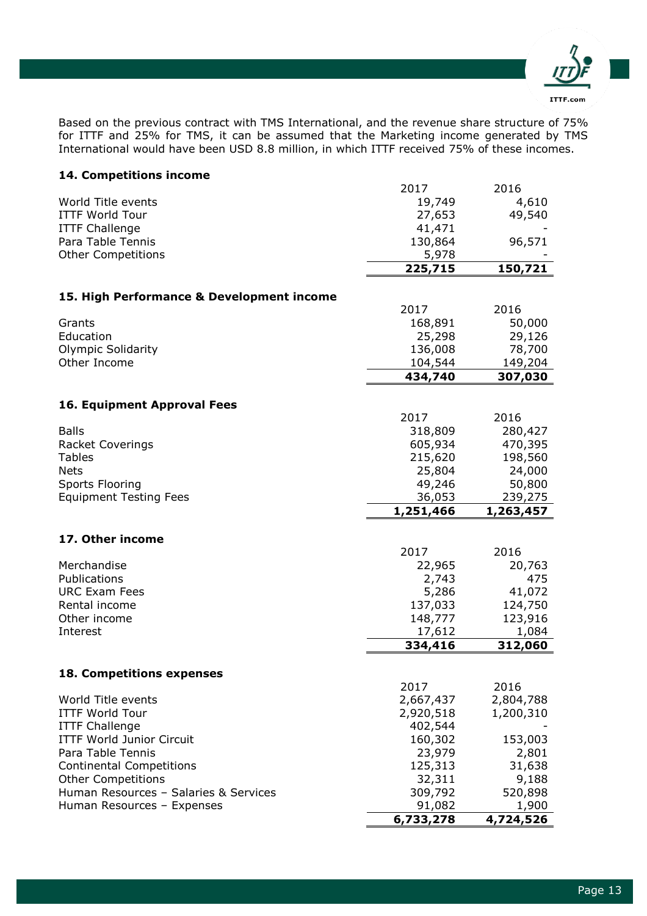Based on the previous contract with TMS International, and the revenue share structure of 75% for ITTF and 25% for TMS, it can be assumed that the Marketing income generated by TMS International would have been USD 8.8 million, in which ITTF received 75% of these incomes.

### 14. Competitions income

| | 2017 | 2016 |
|---|---|---|
| World Title events | 19,749 | 4,610 |
| ITTF World Tour | 27,653 | 49,540 |
| ITTF Challenge | 41,471 | - |
| Para Table Tennis | 130,864 | 96,571 |
| Other Competitions | 5,978 | - |
| | **225,715** | **150,721** |

### 15. High Performance & Development income

| | 2017 | 2016 |
|---|---|---|
| Grants | 168,891 | 50,000 |
| Education | 25,298 | 29,126 |
| Olympic Solidarity | 136,008 | 78,700 |
| Other Income | 104,544 | 149,204 |
| | **434,740** | **307,030** |

### 16. Equipment Approval Fees

| | 2017 | 2016 |
|---|---|---|
| Balls | 318,809 | 280,427 |
| Racket Coverings | 605,934 | 470,395 |
| Tables | 215,620 | 198,560 |
| Nets | 25,804 | 24,000 |
| Sports Flooring | 49,246 | 50,800 |
| Equipment Testing Fees | 36,053 | 239,275 |
| | **1,251,466** | **1,263,457** |

### 17. Other income

| | 2017 | 2016 |
|---|---|---|
| Merchandise | 22,965 | 20,763 |
| Publications | 2,743 | 475 |
| URC Exam Fees | 5,286 | 41,072 |
| Rental income | 137,033 | 124,750 |
| Other income | 148,777 | 123,916 |
| Interest | 17,612 | 1,084 |
| | **334,416** | **312,060** |

### 18. Competitions expenses

| | 2017 | 2016 |
|---|---|---|
| World Title events | 2,667,437 | 2,804,788 |
| ITTF World Tour | 2,920,518 | 1,200,310 |
| ITTF Challenge | 402,544 | - |
| ITTF World Junior Circuit | 160,302 | 153,003 |
| Para Table Tennis | 23,979 | 2,801 |
| Continental Competitions | 125,313 | 31,638 |
| Other Competitions | 32,311 | 9,188 |
| Human Resources – Salaries & Services | 309,792 | 520,898 |
| Human Resources – Expenses | 91,082 | 1,900 |
| | **6,733,278** | **4,724,526** |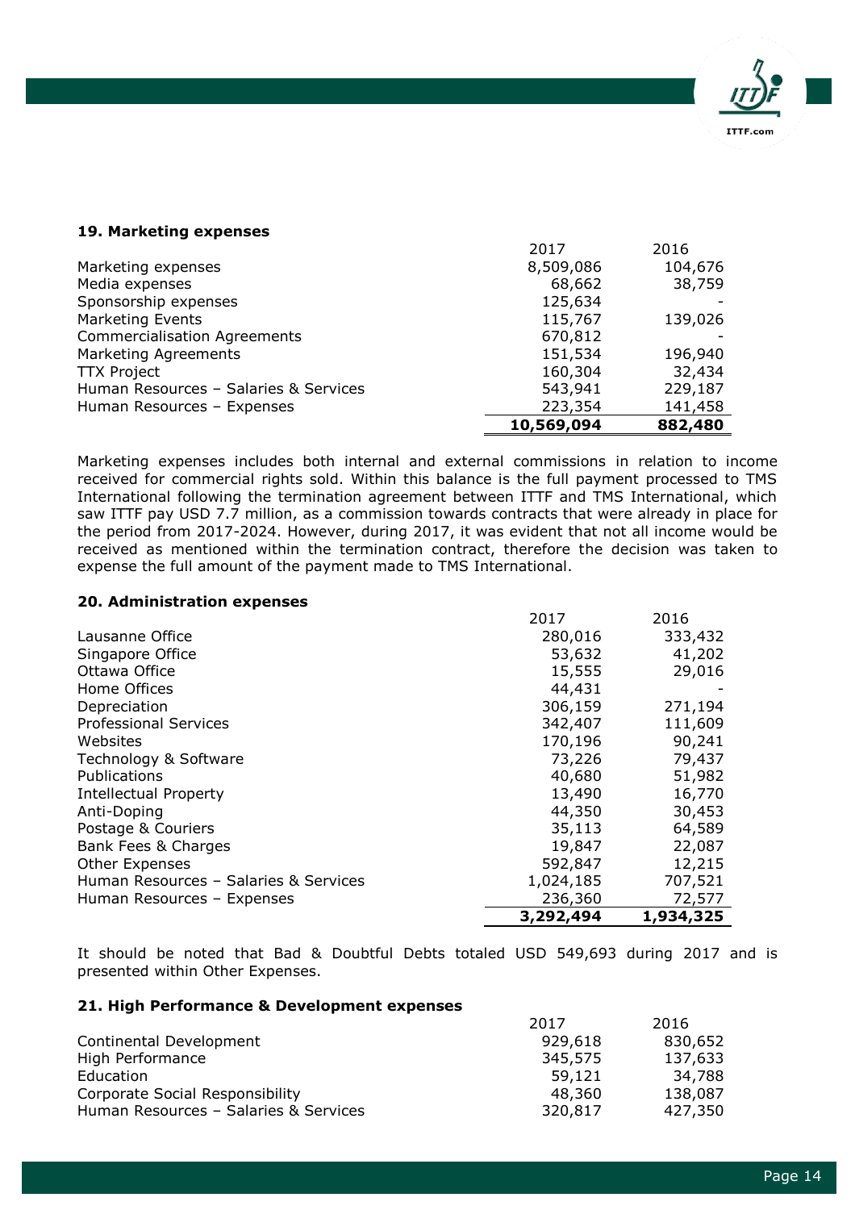### 19. Marketing expenses

| | 2017 | 2016 |
|---|---|---|
| Marketing expenses | 8,509,086 | 104,676 |
| Media expenses | 68,662 | 38,759 |
| Sponsorship expenses | 125,634 | - |
| Marketing Events | 115,767 | 139,026 |
| Commercialisation Agreements | 670,812 | - |
| Marketing Agreements | 151,534 | 196,940 |
| TTX Project | 160,304 | 32,434 |
| Human Resources – Salaries & Services | 543,941 | 229,187 |
| Human Resources – Expenses | 223,354 | 141,458 |
| | **10,569,094** | **882,480** |

Marketing expenses includes both internal and external commissions in relation to income received for commercial rights sold. Within this balance is the full payment processed to TMS International following the termination agreement between ITTF and TMS International, which saw ITTF pay USD 7.7 million, as a commission towards contracts that were already in place for the period from 2017-2024. However, during 2017, it was evident that not all income would be received as mentioned within the termination contract, therefore the decision was taken to expense the full amount of the payment made to TMS International.

### 20. Administration expenses

| | 2017 | 2016 |
|---|---|---|
| Lausanne Office | 280,016 | 333,432 |
| Singapore Office | 53,632 | 41,202 |
| Ottawa Office | 15,555 | 29,016 |
| Home Offices | 44,431 | - |
| Depreciation | 306,159 | 271,194 |
| Professional Services | 342,407 | 111,609 |
| Websites | 170,196 | 90,241 |
| Technology & Software | 73,226 | 79,437 |
| Publications | 40,680 | 51,982 |
| Intellectual Property | 13,490 | 16,770 |
| Anti-Doping | 44,350 | 30,453 |
| Postage & Couriers | 35,113 | 64,589 |
| Bank Fees & Charges | 19,847 | 22,087 |
| Other Expenses | 592,847 | 12,215 |
| Human Resources – Salaries & Services | 1,024,185 | 707,521 |
| Human Resources – Expenses | 236,360 | 72,577 |
| | **3,292,494** | **1,934,325** |

It should be noted that Bad & Doubtful Debts totaled USD 549,693 during 2017 and is presented within Other Expenses.

### 21. High Performance & Development expenses

| | 2017 | 2016 |
|---|---|---|
| Continental Development | 929,618 | 830,652 |
| High Performance | 345,575 | 137,633 |
| Education | 59,121 | 34,788 |
| Corporate Social Responsibility | 48,360 | 138,087 |
| Human Resources – Salaries & Services | 320,817 | 427,350 |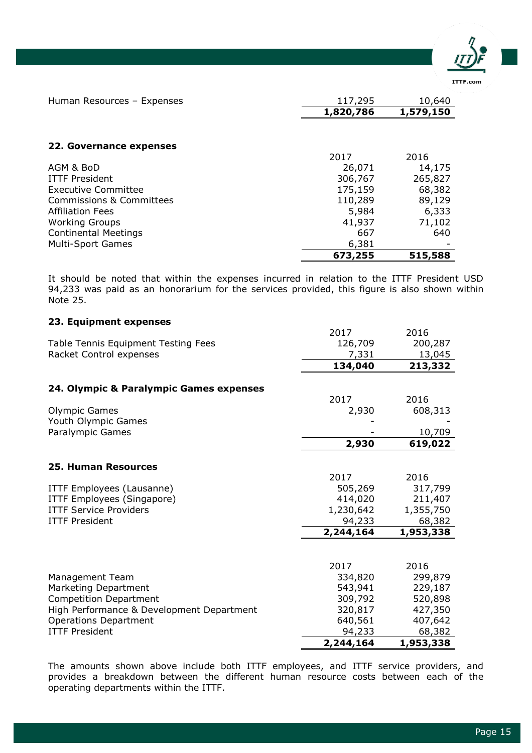| | | |
|---|---|---|
| Human Resources – Expenses | 117,295 | 10,640 |
| | **1,820,786** | **1,579,150** |

## 22. Governance expenses

| | 2017 | 2016 |
|---|---|---|
| AGM & BoD | 26,071 | 14,175 |
| ITTF President | 306,767 | 265,827 |
| Executive Committee | 175,159 | 68,382 |
| Commissions & Committees | 110,289 | 89,129 |
| Affiliation Fees | 5,984 | 6,333 |
| Working Groups | 41,937 | 71,102 |
| Continental Meetings | 667 | 640 |
| Multi-Sport Games | 6,381 | - |
| | **673,255** | **515,588** |

It should be noted that within the expenses incurred in relation to the ITTF President USD 94,233 was paid as an honorarium for the services provided, this figure is also shown within Note 25.

## 23. Equipment expenses

| | 2017 | 2016 |
|---|---|---|
| Table Tennis Equipment Testing Fees | 126,709 | 200,287 |
| Racket Control expenses | 7,331 | 13,045 |
| | **134,040** | **213,332** |

## 24. Olympic & Paralympic Games expenses

| | 2017 | 2016 |
|---|---|---|
| Olympic Games | 2,930 | 608,313 |
| Youth Olympic Games | - | - |
| Paralympic Games | - | 10,709 |
| | **2,930** | **619,022** |

## 25. Human Resources

| | 2017 | 2016 |
|---|---|---|
| ITTF Employees (Lausanne) | 505,269 | 317,799 |
| ITTF Employees (Singapore) | 414,020 | 211,407 |
| ITTF Service Providers | 1,230,642 | 1,355,750 |
| ITTF President | 94,233 | 68,382 |
| | **2,244,164** | **1,953,338** |

| | 2017 | 2016 |
|---|---|---|
| Management Team | 334,820 | 299,879 |
| Marketing Department | 543,941 | 229,187 |
| Competition Department | 309,792 | 520,898 |
| High Performance & Development Department | 320,817 | 427,350 |
| Operations Department | 640,561 | 407,642 |
| ITTF President | 94,233 | 68,382 |
| | **2,244,164** | **1,953,338** |

The amounts shown above include both ITTF employees, and ITTF service providers, and provides a breakdown between the different human resource costs between each of the operating departments within the ITTF.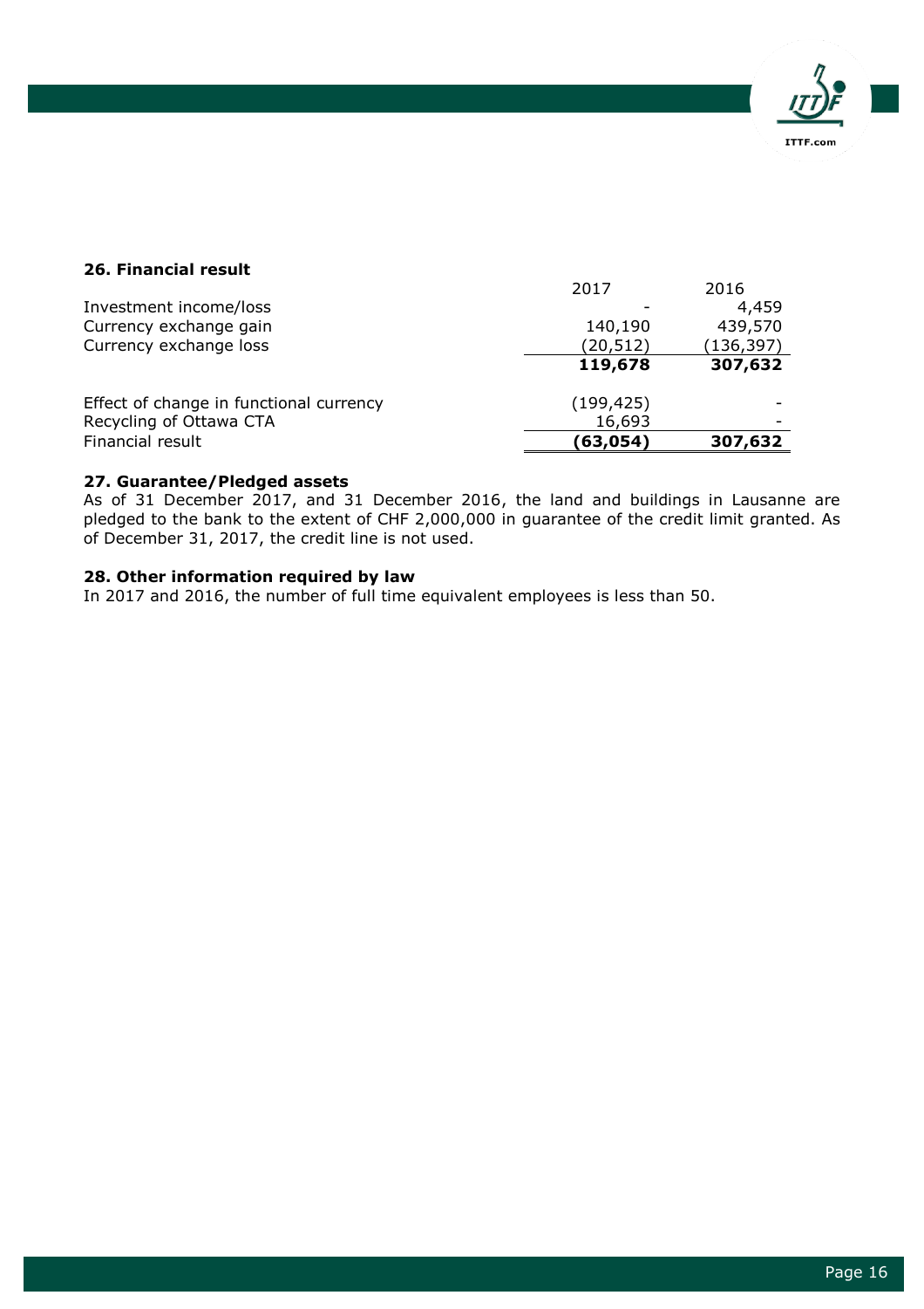### 26. Financial result

| | 2017 | 2016 |
|---|---|---|
| Investment income/loss | - | 4,459 |
| Currency exchange gain | 140,190 | 439,570 |
| Currency exchange loss | (20,512) | (136,397) |
| | **119,678** | **307,632** |
| Effect of change in functional currency | (199,425) | - |
| Recycling of Ottawa CTA | 16,693 | - |
| Financial result | **(63,054)** | **307,632** |

### 27. Guarantee/Pledged assets

As of 31 December 2017, and 31 December 2016, the land and buildings in Lausanne are pledged to the bank to the extent of CHF 2,000,000 in guarantee of the credit limit granted. As of December 31, 2017, the credit line is not used.

### 28. Other information required by law

In 2017 and 2016, the number of full time equivalent employees is less than 50.